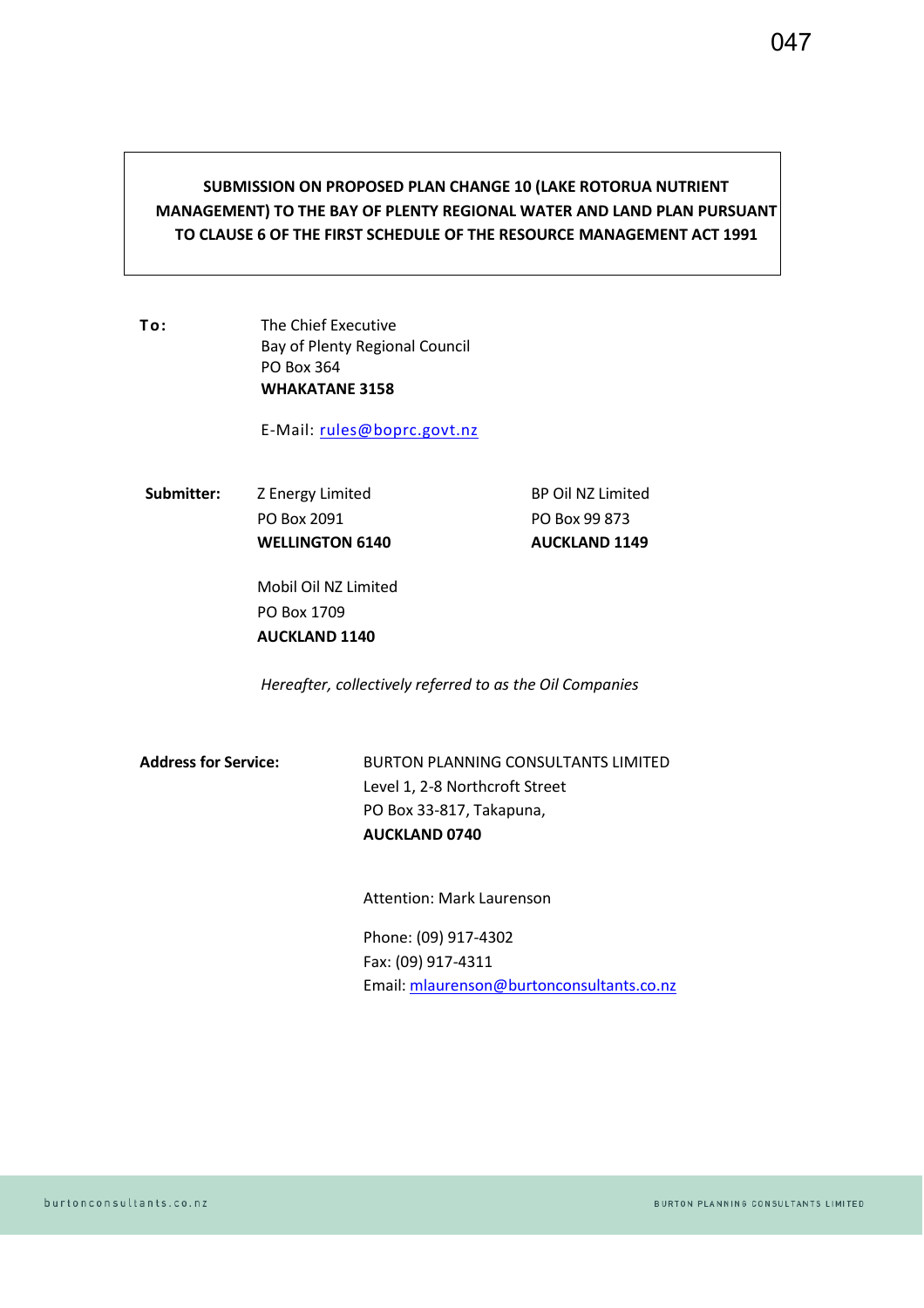**SUBMISSION ON PROPOSED PLAN CHANGE 10 (LAKE ROTORUA NUTRIENT MANAGEMENT) TO THE BAY OF PLENTY REGIONAL WATER AND LAND PLAN PURSUANT TO CLAUSE 6 OF THE FIRST SCHEDULE OF THE RESOURCE MANAGEMENT ACT 1991**

**To:**

The Chief Executive
Bay of Plenty Regional Council
PO Box 364
**WHAKATANE 3158**

E-Mail: rules@boprc.govt.nz

**Submitter:**

Z Energy Limited
PO Box 2091
**WELLINGTON 6140**

BP Oil NZ Limited
PO Box 99 873
**AUCKLAND 1149**

Mobil Oil NZ Limited
PO Box 1709
**AUCKLAND 1140**

*Hereafter, collectively referred to as the Oil Companies*

**Address for Service:**

BURTON PLANNING CONSULTANTS LIMITED
Level 1, 2-8 Northcroft Street
PO Box 33-817, Takapuna,
**AUCKLAND 0740**

Attention: Mark Laurenson

Phone: (09) 917-4302
Fax: (09) 917-4311
Email: mlaurenson@burtonconsultants.co.nz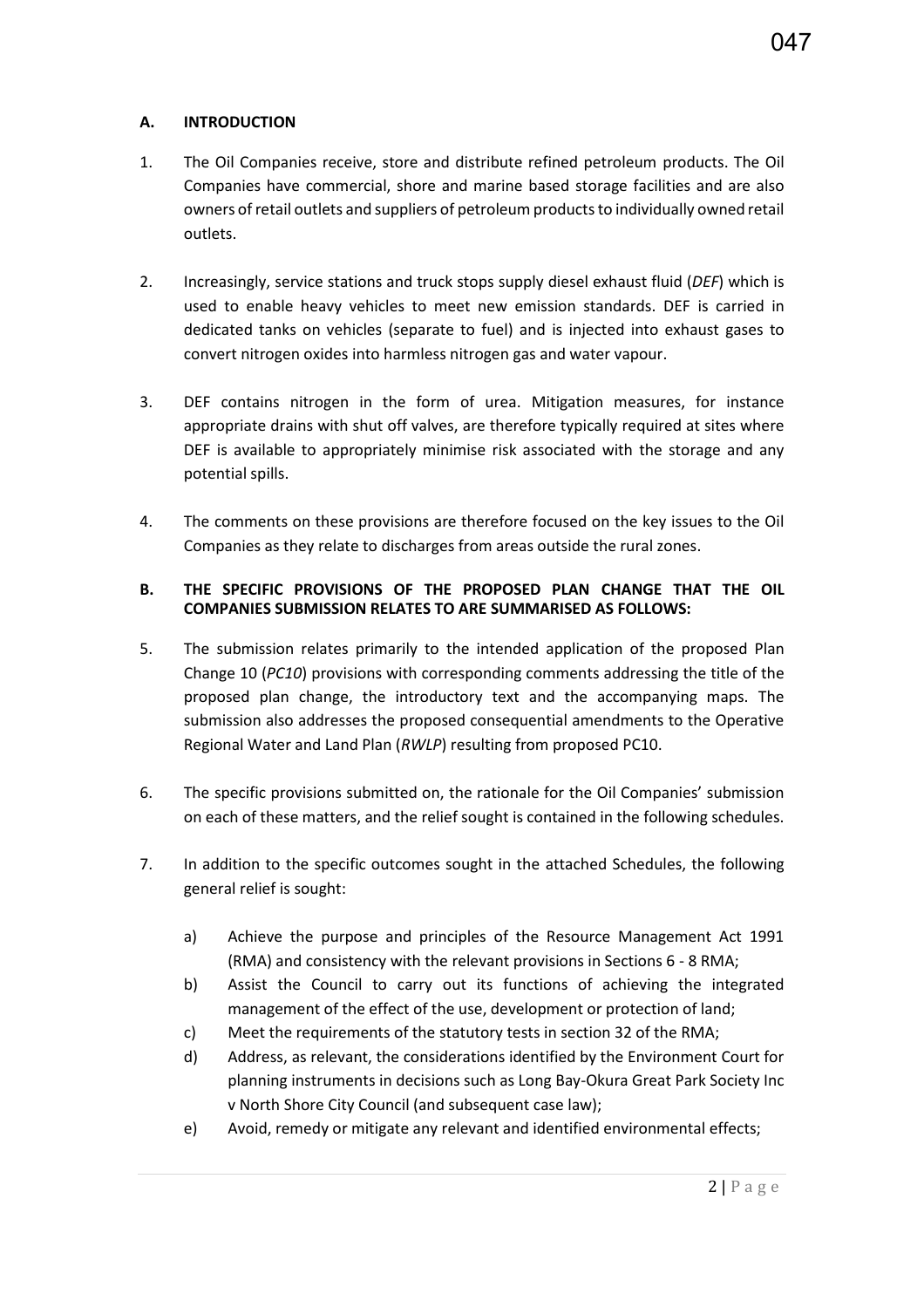**A. INTRODUCTION**

1. The Oil Companies receive, store and distribute refined petroleum products. The Oil Companies have commercial, shore and marine based storage facilities and are also owners of retail outlets and suppliers of petroleum products to individually owned retail outlets.

2. Increasingly, service stations and truck stops supply diesel exhaust fluid (*DEF*) which is used to enable heavy vehicles to meet new emission standards. DEF is carried in dedicated tanks on vehicles (separate to fuel) and is injected into exhaust gases to convert nitrogen oxides into harmless nitrogen gas and water vapour.

3. DEF contains nitrogen in the form of urea. Mitigation measures, for instance appropriate drains with shut off valves, are therefore typically required at sites where DEF is available to appropriately minimise risk associated with the storage and any potential spills.

4. The comments on these provisions are therefore focused on the key issues to the Oil Companies as they relate to discharges from areas outside the rural zones.

**B. THE SPECIFIC PROVISIONS OF THE PROPOSED PLAN CHANGE THAT THE OIL COMPANIES SUBMISSION RELATES TO ARE SUMMARISED AS FOLLOWS:**

5. The submission relates primarily to the intended application of the proposed Plan Change 10 (*PC10*) provisions with corresponding comments addressing the title of the proposed plan change, the introductory text and the accompanying maps. The submission also addresses the proposed consequential amendments to the Operative Regional Water and Land Plan (*RWLP*) resulting from proposed PC10.

6. The specific provisions submitted on, the rationale for the Oil Companies' submission on each of these matters, and the relief sought is contained in the following schedules.

7. In addition to the specific outcomes sought in the attached Schedules, the following general relief is sought:

   a) Achieve the purpose and principles of the Resource Management Act 1991 (RMA) and consistency with the relevant provisions in Sections 6 - 8 RMA;
   b) Assist the Council to carry out its functions of achieving the integrated management of the effect of the use, development or protection of land;
   c) Meet the requirements of the statutory tests in section 32 of the RMA;
   d) Address, as relevant, the considerations identified by the Environment Court for planning instruments in decisions such as Long Bay-Okura Great Park Society Inc v North Shore City Council (and subsequent case law);
   e) Avoid, remedy or mitigate any relevant and identified environmental effects;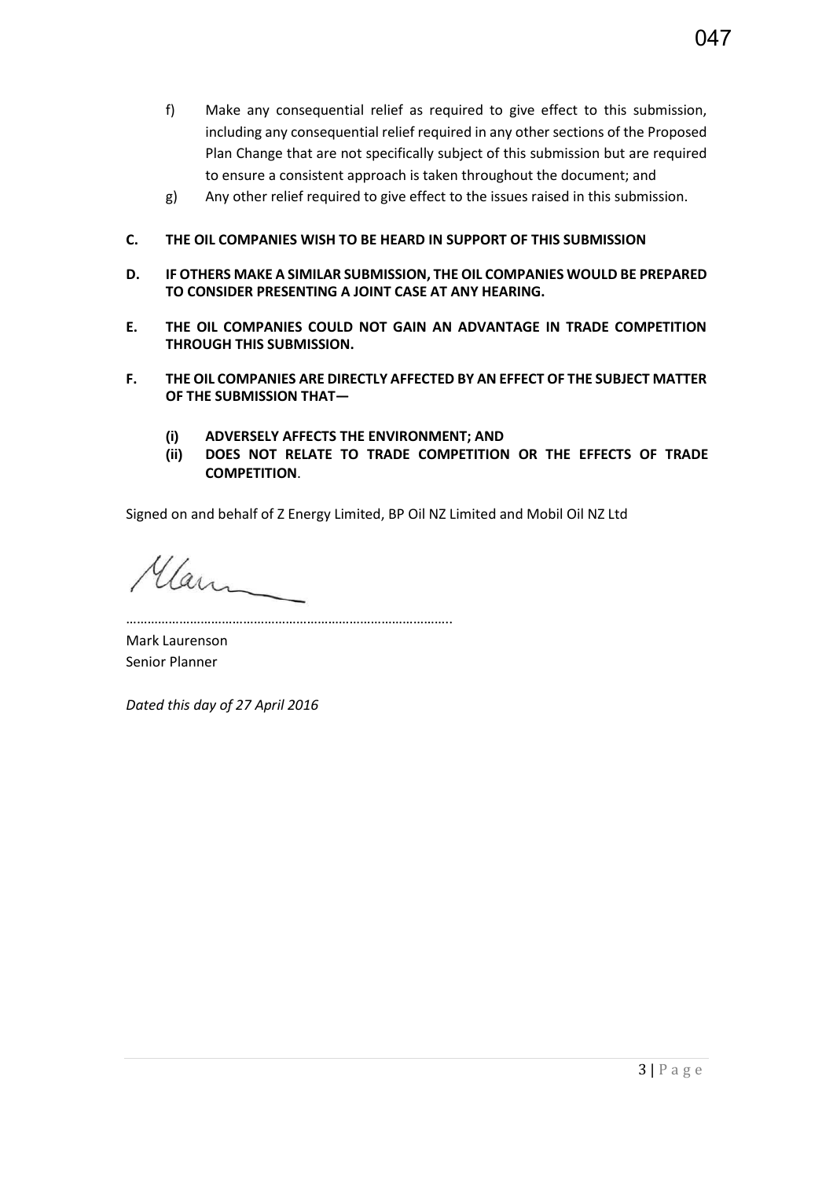f) Make any consequential relief as required to give effect to this submission, including any consequential relief required in any other sections of the Proposed Plan Change that are not specifically subject of this submission but are required to ensure a consistent approach is taken throughout the document; and

g) Any other relief required to give effect to the issues raised in this submission.

**C. THE OIL COMPANIES WISH TO BE HEARD IN SUPPORT OF THIS SUBMISSION**

**D. IF OTHERS MAKE A SIMILAR SUBMISSION, THE OIL COMPANIES WOULD BE PREPARED TO CONSIDER PRESENTING A JOINT CASE AT ANY HEARING.**

**E. THE OIL COMPANIES COULD NOT GAIN AN ADVANTAGE IN TRADE COMPETITION THROUGH THIS SUBMISSION.**

**F. THE OIL COMPANIES ARE DIRECTLY AFFECTED BY AN EFFECT OF THE SUBJECT MATTER OF THE SUBMISSION THAT—**

**(i) ADVERSELY AFFECTS THE ENVIRONMENT; AND**

**(ii) DOES NOT RELATE TO TRADE COMPETITION OR THE EFFECTS OF TRADE COMPETITION**.

Signed on and behalf of Z Energy Limited, BP Oil NZ Limited and Mobil Oil NZ Ltd

…………………………………………………………………………….

Mark Laurenson
Senior Planner

*Dated this day of 27 April 2016*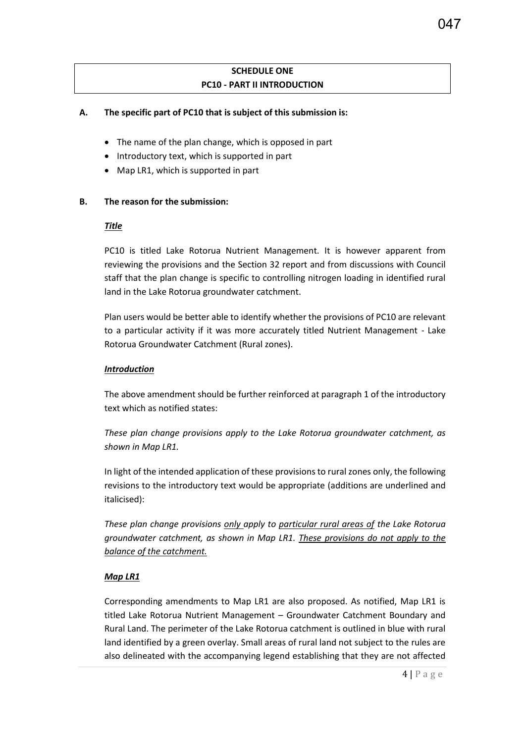**SCHEDULE ONE**
**PC10 - PART II INTRODUCTION**

**A. The specific part of PC10 that is subject of this submission is:**

- The name of the plan change, which is opposed in part
- Introductory text, which is supported in part
- Map LR1, which is supported in part

**B. The reason for the submission:**

***Title***

PC10 is titled Lake Rotorua Nutrient Management. It is however apparent from reviewing the provisions and the Section 32 report and from discussions with Council staff that the plan change is specific to controlling nitrogen loading in identified rural land in the Lake Rotorua groundwater catchment.

Plan users would be better able to identify whether the provisions of PC10 are relevant to a particular activity if it was more accurately titled Nutrient Management - Lake Rotorua Groundwater Catchment (Rural zones).

***Introduction***

The above amendment should be further reinforced at paragraph 1 of the introductory text which as notified states:

*These plan change provisions apply to the Lake Rotorua groundwater catchment, as shown in Map LR1.*

In light of the intended application of these provisions to rural zones only, the following revisions to the introductory text would be appropriate (additions are underlined and italicised):

*These plan change provisions <u>only</u> apply to <u>particular rural areas of</u> the Lake Rotorua groundwater catchment, as shown in Map LR1. <u>These provisions do not apply to the balance of the catchment.</u>*

***Map LR1***

Corresponding amendments to Map LR1 are also proposed. As notified, Map LR1 is titled Lake Rotorua Nutrient Management – Groundwater Catchment Boundary and Rural Land. The perimeter of the Lake Rotorua catchment is outlined in blue with rural land identified by a green overlay. Small areas of rural land not subject to the rules are also delineated with the accompanying legend establishing that they are not affected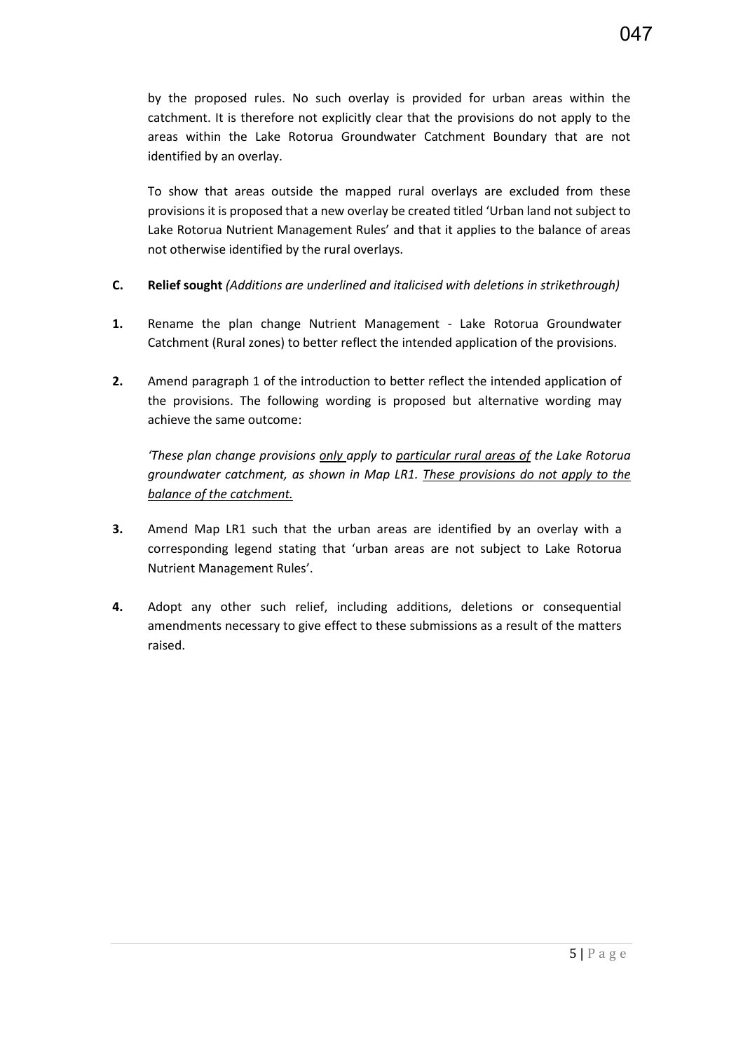by the proposed rules. No such overlay is provided for urban areas within the catchment. It is therefore not explicitly clear that the provisions do not apply to the areas within the Lake Rotorua Groundwater Catchment Boundary that are not identified by an overlay.

To show that areas outside the mapped rural overlays are excluded from these provisions it is proposed that a new overlay be created titled 'Urban land not subject to Lake Rotorua Nutrient Management Rules' and that it applies to the balance of areas not otherwise identified by the rural overlays.

**C. Relief sought** *(Additions are underlined and italicised with deletions in strikethrough)*

**1.** Rename the plan change Nutrient Management - Lake Rotorua Groundwater Catchment (Rural zones) to better reflect the intended application of the provisions.

**2.** Amend paragraph 1 of the introduction to better reflect the intended application of the provisions. The following wording is proposed but alternative wording may achieve the same outcome:

*'These plan change provisions <u>only</u> apply to <u>particular rural areas of</u> the Lake Rotorua groundwater catchment, as shown in Map LR1. <u>These provisions do not apply to the balance of the catchment.</u>*

**3.** Amend Map LR1 such that the urban areas are identified by an overlay with a corresponding legend stating that 'urban areas are not subject to Lake Rotorua Nutrient Management Rules'.

**4.** Adopt any other such relief, including additions, deletions or consequential amendments necessary to give effect to these submissions as a result of the matters raised.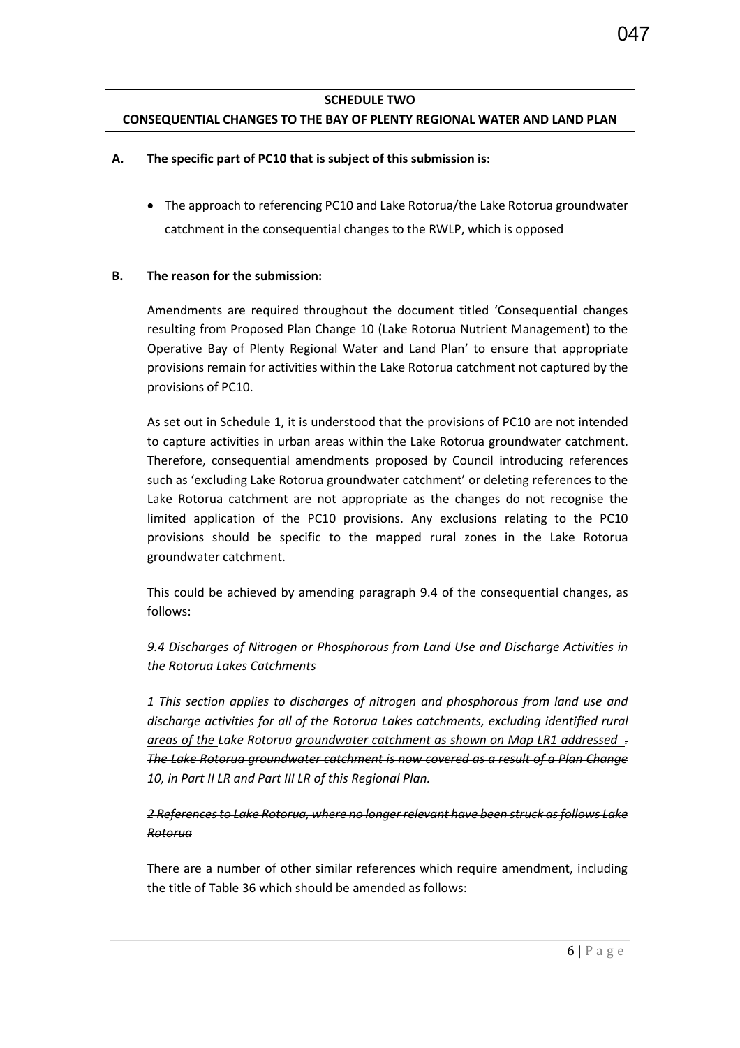**SCHEDULE TWO**

**CONSEQUENTIAL CHANGES TO THE BAY OF PLENTY REGIONAL WATER AND LAND PLAN**

**A. The specific part of PC10 that is subject of this submission is:**

- The approach to referencing PC10 and Lake Rotorua/the Lake Rotorua groundwater catchment in the consequential changes to the RWLP, which is opposed

**B. The reason for the submission:**

Amendments are required throughout the document titled 'Consequential changes resulting from Proposed Plan Change 10 (Lake Rotorua Nutrient Management) to the Operative Bay of Plenty Regional Water and Land Plan' to ensure that appropriate provisions remain for activities within the Lake Rotorua catchment not captured by the provisions of PC10.

As set out in Schedule 1, it is understood that the provisions of PC10 are not intended to capture activities in urban areas within the Lake Rotorua groundwater catchment. Therefore, consequential amendments proposed by Council introducing references such as 'excluding Lake Rotorua groundwater catchment' or deleting references to the Lake Rotorua catchment are not appropriate as the changes do not recognise the limited application of the PC10 provisions. Any exclusions relating to the PC10 provisions should be specific to the mapped rural zones in the Lake Rotorua groundwater catchment.

This could be achieved by amending paragraph 9.4 of the consequential changes, as follows:

*9.4 Discharges of Nitrogen or Phosphorous from Land Use and Discharge Activities in the Rotorua Lakes Catchments*

*1 This section applies to discharges of nitrogen and phosphorous from land use and discharge activities for all of the Rotorua Lakes catchments, excluding <u>identified rural areas of the</u> Lake Rotorua <u>groundwater catchment as shown on Map LR1 addressed</u> ~~. The Lake Rotorua groundwater catchment is now covered as a result of a Plan Change 10,~~ in Part II LR and Part III LR of this Regional Plan.*

*~~2 References to Lake Rotorua, where no longer relevant have been struck as follows Lake Rotorua~~*

There are a number of other similar references which require amendment, including the title of Table 36 which should be amended as follows: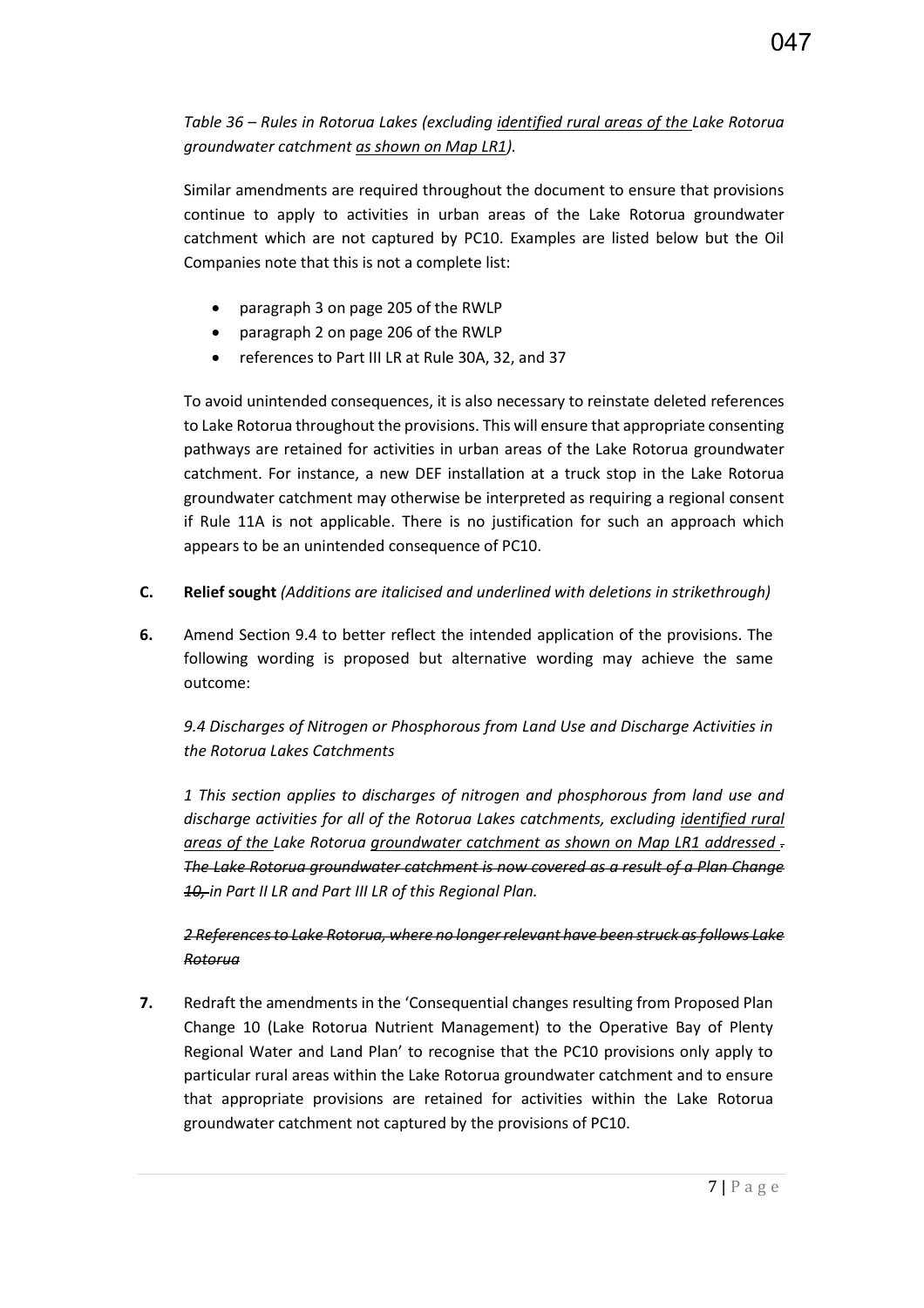*Table 36 – Rules in Rotorua Lakes (excluding <u>identified rural areas of the</u> Lake Rotorua groundwater catchment <u>as shown on Map LR1</u>).*

Similar amendments are required throughout the document to ensure that provisions continue to apply to activities in urban areas of the Lake Rotorua groundwater catchment which are not captured by PC10. Examples are listed below but the Oil Companies note that this is not a complete list:

- paragraph 3 on page 205 of the RWLP
- paragraph 2 on page 206 of the RWLP
- references to Part III LR at Rule 30A, 32, and 37

To avoid unintended consequences, it is also necessary to reinstate deleted references to Lake Rotorua throughout the provisions. This will ensure that appropriate consenting pathways are retained for activities in urban areas of the Lake Rotorua groundwater catchment. For instance, a new DEF installation at a truck stop in the Lake Rotorua groundwater catchment may otherwise be interpreted as requiring a regional consent if Rule 11A is not applicable. There is no justification for such an approach which appears to be an unintended consequence of PC10.

**C. Relief sought** *(Additions are italicised and underlined with deletions in strikethrough)*

**6.** Amend Section 9.4 to better reflect the intended application of the provisions. The following wording is proposed but alternative wording may achieve the same outcome:

*9.4 Discharges of Nitrogen or Phosphorous from Land Use and Discharge Activities in the Rotorua Lakes Catchments*

*1 This section applies to discharges of nitrogen and phosphorous from land use and discharge activities for all of the Rotorua Lakes catchments, excluding <u>identified rural areas of the</u> Lake Rotorua <u>groundwater catchment as shown on Map LR1 addressed</u> ~~. The Lake Rotorua groundwater catchment is now covered as a result of a Plan Change 10,~~ in Part II LR and Part III LR of this Regional Plan.*

*~~2 References to Lake Rotorua, where no longer relevant have been struck as follows Lake Rotorua~~*

**7.** Redraft the amendments in the 'Consequential changes resulting from Proposed Plan Change 10 (Lake Rotorua Nutrient Management) to the Operative Bay of Plenty Regional Water and Land Plan' to recognise that the PC10 provisions only apply to particular rural areas within the Lake Rotorua groundwater catchment and to ensure that appropriate provisions are retained for activities within the Lake Rotorua groundwater catchment not captured by the provisions of PC10.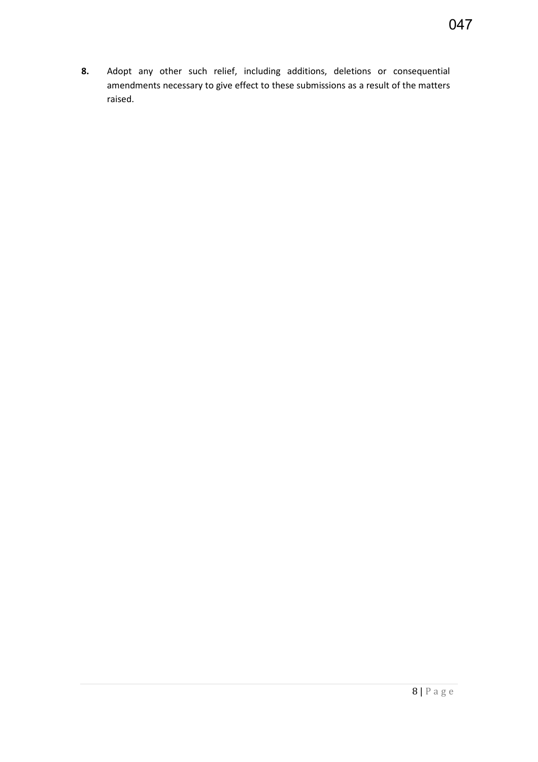**8.** Adopt any other such relief, including additions, deletions or consequential amendments necessary to give effect to these submissions as a result of the matters raised.